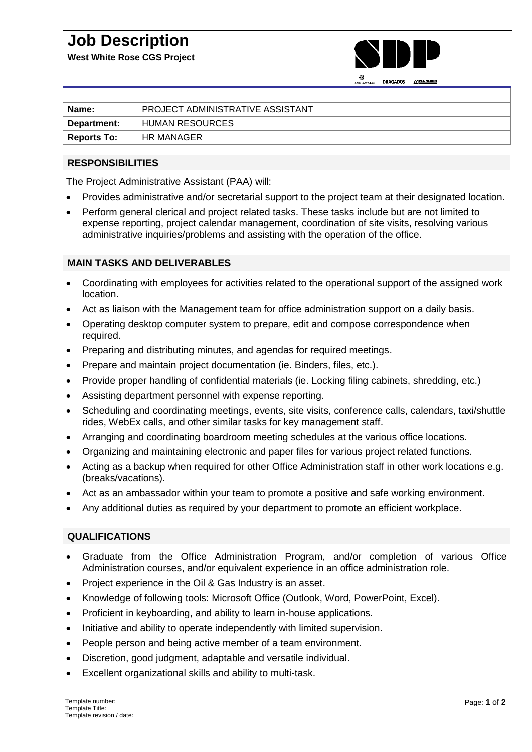# Job Description

**West White Rose CGS Project**

SDP

SNC-LAVALIN DRAGADOS PENNECON

| | |
|---|---|
| **Name:** | PROJECT ADMINISTRATIVE ASSISTANT |
| **Department:** | HUMAN RESOURCES |
| **Reports To:** | HR MANAGER |

## RESPONSIBILITIES

The Project Administrative Assistant (PAA) will:

- Provides administrative and/or secretarial support to the project team at their designated location.
- Perform general clerical and project related tasks. These tasks include but are not limited to expense reporting, project calendar management, coordination of site visits, resolving various administrative inquiries/problems and assisting with the operation of the office.

## MAIN TASKS AND DELIVERABLES

- Coordinating with employees for activities related to the operational support of the assigned work location.
- Act as liaison with the Management team for office administration support on a daily basis.
- Operating desktop computer system to prepare, edit and compose correspondence when required.
- Preparing and distributing minutes, and agendas for required meetings.
- Prepare and maintain project documentation (ie. Binders, files, etc.).
- Provide proper handling of confidential materials (ie. Locking filing cabinets, shredding, etc.)
- Assisting department personnel with expense reporting.
- Scheduling and coordinating meetings, events, site visits, conference calls, calendars, taxi/shuttle rides, WebEx calls, and other similar tasks for key management staff.
- Arranging and coordinating boardroom meeting schedules at the various office locations.
- Organizing and maintaining electronic and paper files for various project related functions.
- Acting as a backup when required for other Office Administration staff in other work locations e.g. (breaks/vacations).
- Act as an ambassador within your team to promote a positive and safe working environment.
- Any additional duties as required by your department to promote an efficient workplace.

## QUALIFICATIONS

- Graduate from the Office Administration Program, and/or completion of various Office Administration courses, and/or equivalent experience in an office administration role.
- Project experience in the Oil & Gas Industry is an asset.
- Knowledge of following tools: Microsoft Office (Outlook, Word, PowerPoint, Excel).
- Proficient in keyboarding, and ability to learn in-house applications.
- Initiative and ability to operate independently with limited supervision.
- People person and being active member of a team environment.
- Discretion, good judgment, adaptable and versatile individual.
- Excellent organizational skills and ability to multi-task.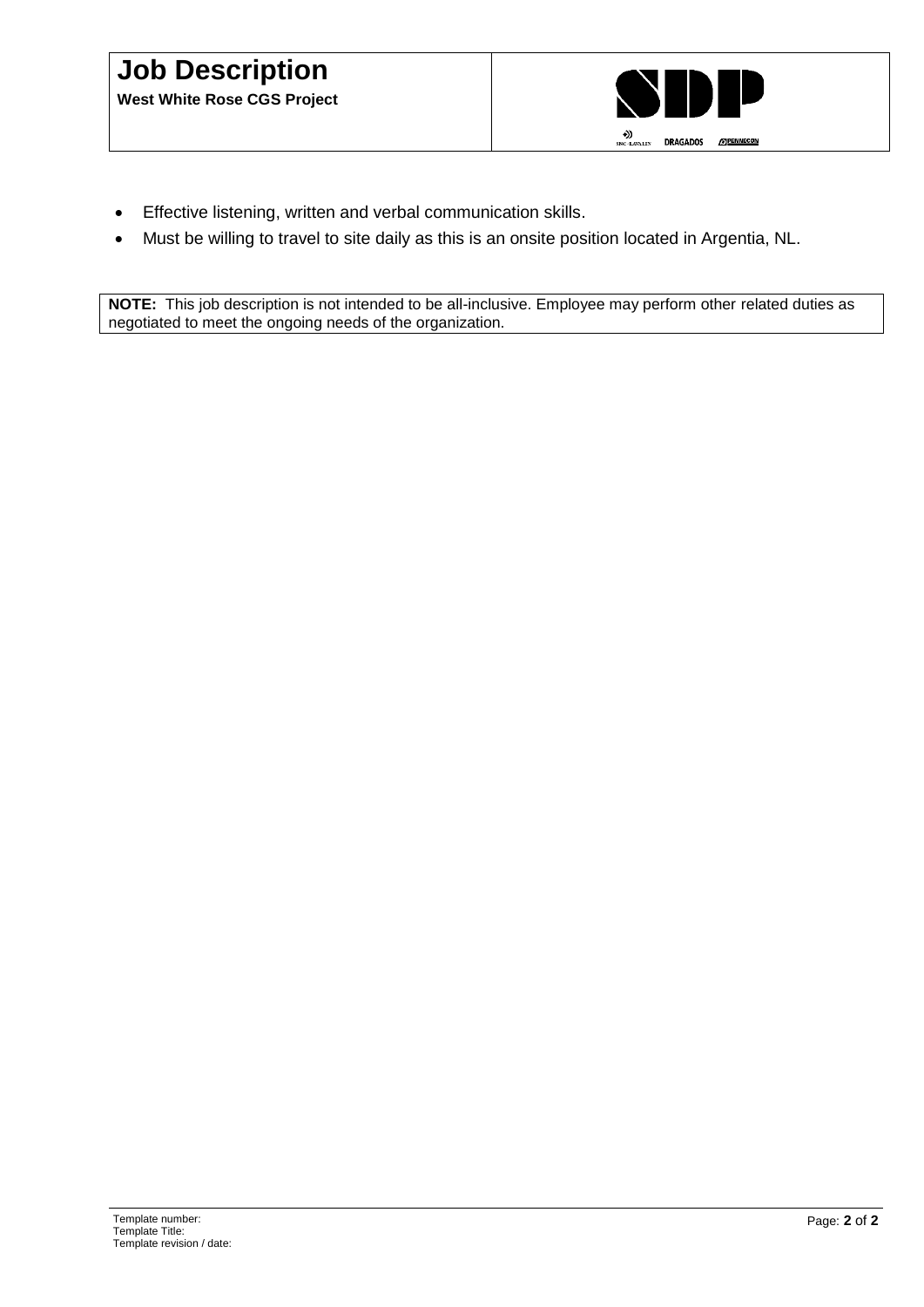- Effective listening, written and verbal communication skills.
- Must be willing to travel to site daily as this is an onsite position located in Argentia, NL.

**NOTE:** This job description is not intended to be all-inclusive. Employee may perform other related duties as negotiated to meet the ongoing needs of the organization.